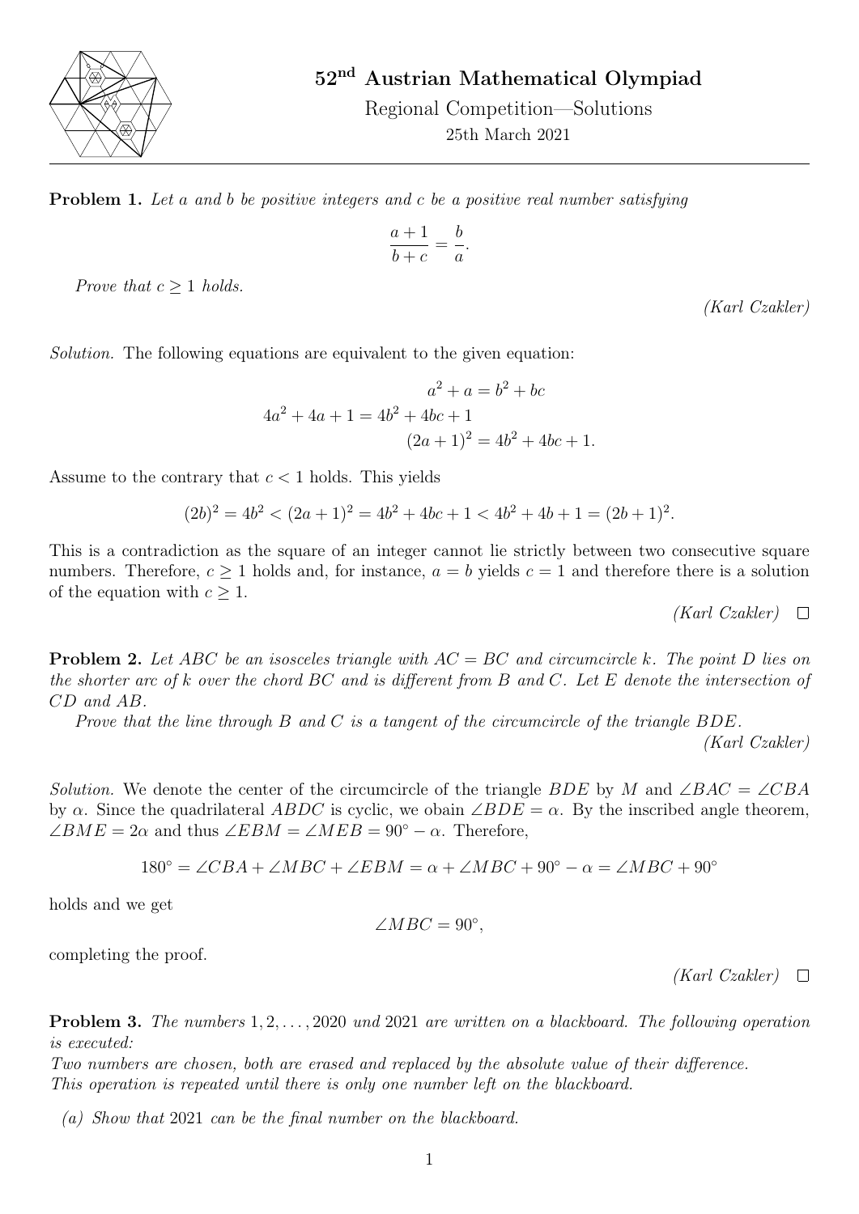# 52[nd] Austrian Mathematical Olympiad

Regional Competition—Solutions

25th March 2021

---

**Problem 1.** *Let $a$ and $b$ be positive integers and $c$ be a positive real number satisfying*

$$\frac{a+1}{b+c} = \frac{b}{a}.$$

*Prove that $c \geq 1$ holds.*

*(Karl Czakler)*

*Solution.* The following equations are equivalent to the given equation:

$$a^2 + a = b^2 + bc$$
$$4a^2 + 4a + 1 = 4b^2 + 4bc + 1$$
$$(2a+1)^2 = 4b^2 + 4bc + 1.$$

Assume to the contrary that $c < 1$ holds. This yields

$$(2b)^2 = 4b^2 < (2a+1)^2 = 4b^2 + 4bc + 1 < 4b^2 + 4b + 1 = (2b+1)^2.$$

This is a contradiction as the square of an integer cannot lie strictly between two consecutive square numbers. Therefore, $c \geq 1$ holds and, for instance, $a = b$ yields $c = 1$ and therefore there is a solution of the equation with $c \geq 1$.

*(Karl Czakler)* □

**Problem 2.** *Let $ABC$ be an isosceles triangle with $AC = BC$ and circumcircle $k$. The point $D$ lies on the shorter arc of $k$ over the chord $BC$ and is different from $B$ and $C$. Let $E$ denote the intersection of $CD$ and $AB$.*

*Prove that the line through $B$ and $C$ is a tangent of the circumcircle of the triangle $BDE$.*

*(Karl Czakler)*

*Solution.* We denote the center of the circumcircle of the triangle $BDE$ by $M$ and $\angle BAC = \angle CBA$ by $\alpha$. Since the quadrilateral $ABDC$ is cyclic, we obain $\angle BDE = \alpha$. By the inscribed angle theorem, $\angle BME = 2\alpha$ and thus $\angle EBM = \angle MEB = 90^\circ - \alpha$. Therefore,

$$180^\circ = \angle CBA + \angle MBC + \angle EBM = \alpha + \angle MBC + 90^\circ - \alpha = \angle MBC + 90^\circ$$

holds and we get

$$\angle MBC = 90^\circ,$$

completing the proof.

*(Karl Czakler)* □

**Problem 3.** *The numbers $1, 2, \ldots, 2020$ und $2021$ are written on a blackboard. The following operation is executed:*
*Two numbers are chosen, both are erased and replaced by the absolute value of their difference.*
*This operation is repeated until there is only one number left on the blackboard.*

*(a) Show that $2021$ can be the final number on the blackboard.*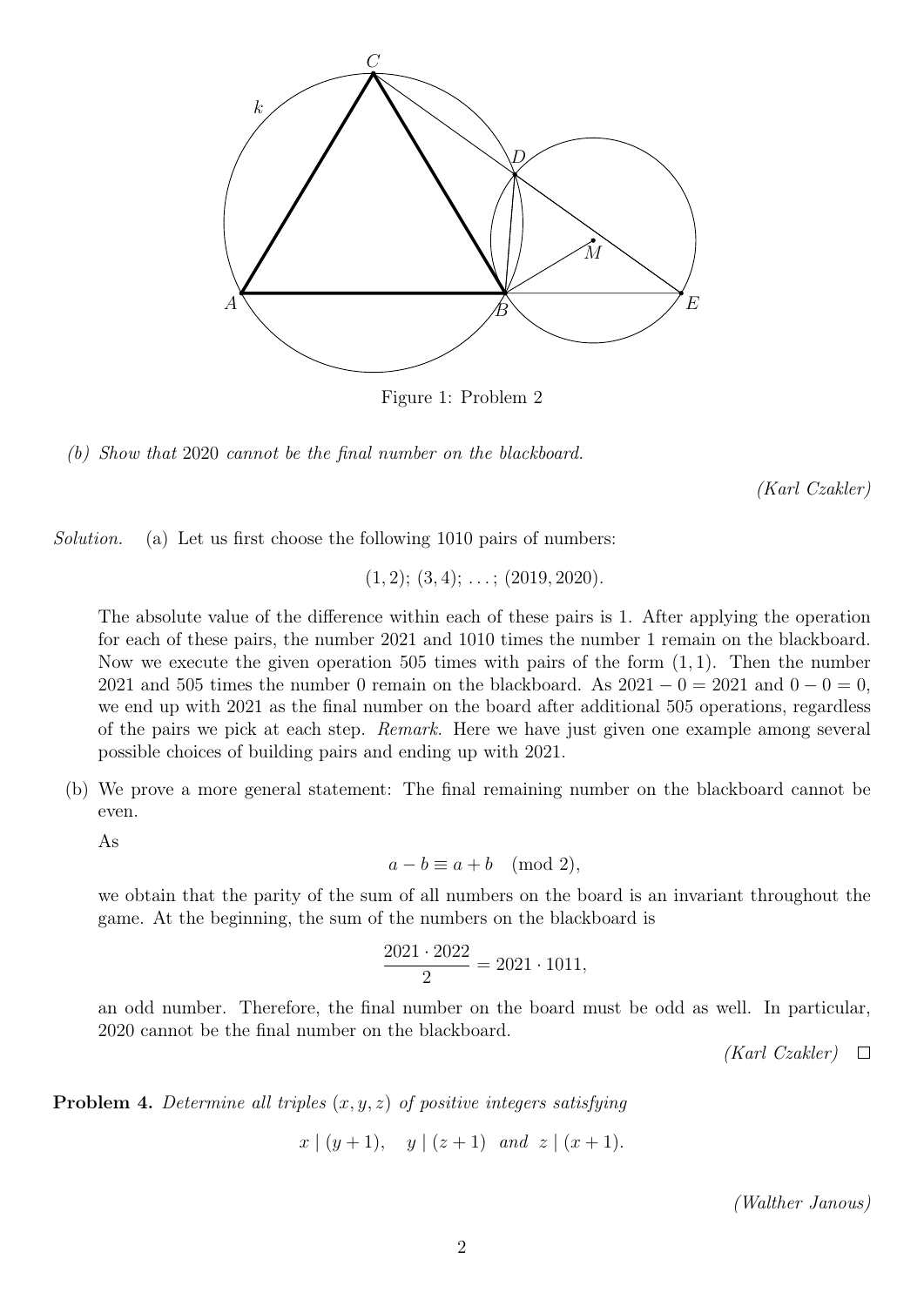Figure 1: Problem 2

*(b) Show that* 2020 *cannot be the final number on the blackboard.*

*(Karl Czakler)*

*Solution.* (a) Let us first choose the following 1010 pairs of numbers:

$$(1, 2);\ (3, 4);\ \ldots;\ (2019, 2020).$$

The absolute value of the difference within each of these pairs is 1. After applying the operation for each of these pairs, the number 2021 and 1010 times the number 1 remain on the blackboard. Now we execute the given operation 505 times with pairs of the form $(1, 1)$. Then the number 2021 and 505 times the number 0 remain on the blackboard. As $2021 - 0 = 2021$ and $0 - 0 = 0$, we end up with 2021 as the final number on the board after additional 505 operations, regardless of the pairs we pick at each step. *Remark.* Here we have just given one example among several possible choices of building pairs and ending up with 2021.

(b) We prove a more general statement: The final remaining number on the blackboard cannot be even.

As

$$a - b \equiv a + b \pmod 2,$$

we obtain that the parity of the sum of all numbers on the board is an invariant throughout the game. At the beginning, the sum of the numbers on the blackboard is

$$\frac{2021 \cdot 2022}{2} = 2021 \cdot 1011,$$

an odd number. Therefore, the final number on the board must be odd as well. In particular, 2020 cannot be the final number on the blackboard.

*(Karl Czakler)* □

**Problem 4.** *Determine all triples $(x, y, z)$ of positive integers satisfying*

$$x \mid (y + 1), \quad y \mid (z + 1) \quad \text{and} \quad z \mid (x + 1).$$

*(Walther Janous)*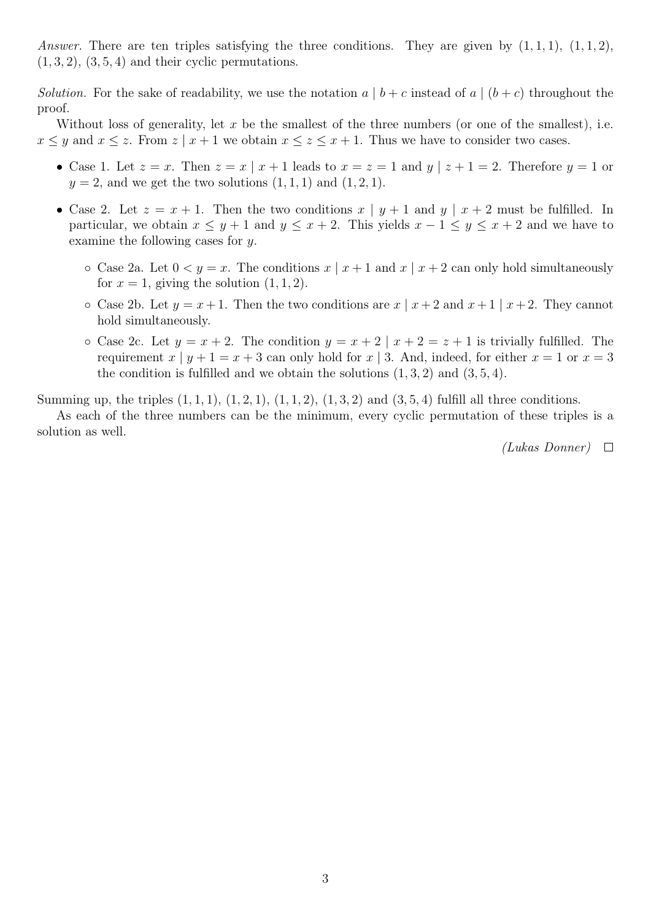*Answer.* There are ten triples satisfying the three conditions. They are given by $(1, 1, 1)$, $(1, 1, 2)$, $(1, 3, 2)$, $(3, 5, 4)$ and their cyclic permutations.

*Solution.* For the sake of readability, we use the notation $a \mid b + c$ instead of $a \mid (b + c)$ throughout the proof.

Without loss of generality, let $x$ be the smallest of the three numbers (or one of the smallest), i.e. $x \leq y$ and $x \leq z$. From $z \mid x + 1$ we obtain $x \leq z \leq x + 1$. Thus we have to consider two cases.

- Case 1. Let $z = x$. Then $z = x \mid x + 1$ leads to $x = z = 1$ and $y \mid z + 1 = 2$. Therefore $y = 1$ or $y = 2$, and we get the two solutions $(1, 1, 1)$ and $(1, 2, 1)$.
- Case 2. Let $z = x + 1$. Then the two conditions $x \mid y + 1$ and $y \mid x + 2$ must be fulfilled. In particular, we obtain $x \leq y + 1$ and $y \leq x + 2$. This yields $x - 1 \leq y \leq x + 2$ and we have to examine the following cases for $y$.
  - Case 2a. Let $0 < y = x$. The conditions $x \mid x + 1$ and $x \mid x + 2$ can only hold simultaneously for $x = 1$, giving the solution $(1, 1, 2)$.
  - Case 2b. Let $y = x + 1$. Then the two conditions are $x \mid x + 2$ and $x + 1 \mid x + 2$. They cannot hold simultaneously.
  - Case 2c. Let $y = x + 2$. The condition $y = x + 2 \mid x + 2 = z + 1$ is trivially fulfilled. The requirement $x \mid y + 1 = x + 3$ can only hold for $x \mid 3$. And, indeed, for either $x = 1$ or $x = 3$ the condition is fulfilled and we obtain the solutions $(1, 3, 2)$ and $(3, 5, 4)$.

Summing up, the triples $(1, 1, 1)$, $(1, 2, 1)$, $(1, 1, 2)$, $(1, 3, 2)$ and $(3, 5, 4)$ fulfill all three conditions.

As each of the three numbers can be the minimum, every cyclic permutation of these triples is a solution as well.

*(Lukas Donner)* □